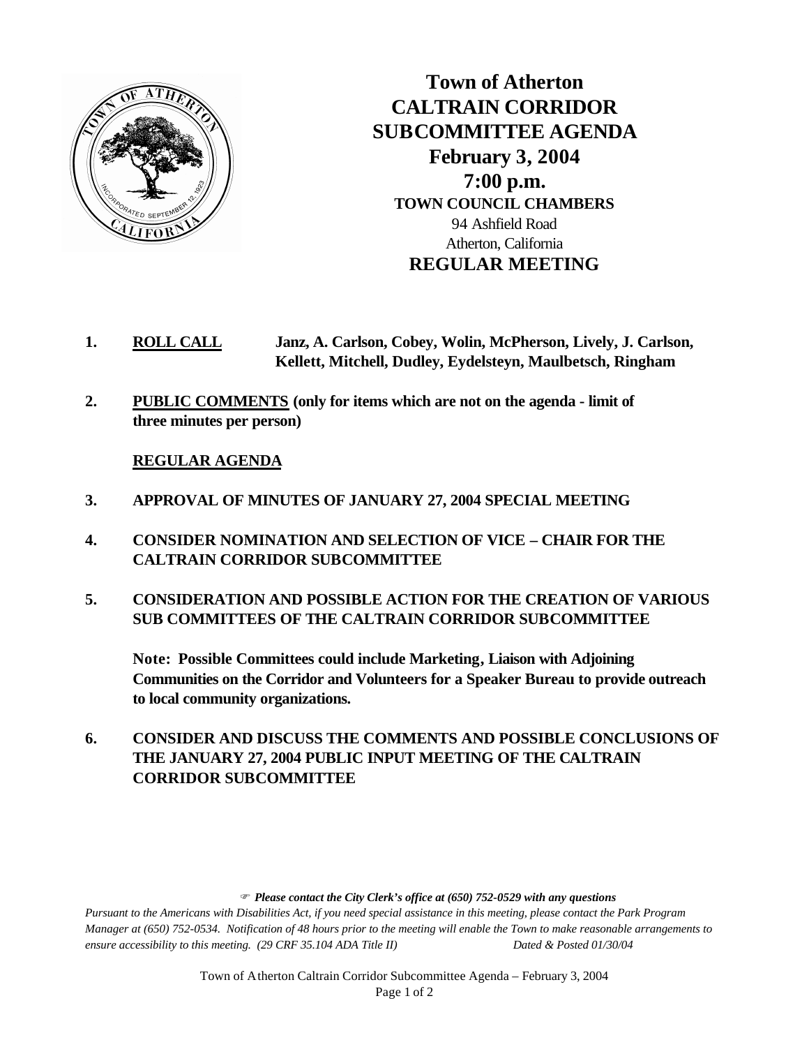# Town of Atherton
# CALTRAIN CORRIDOR SUBCOMMITTEE AGENDA

**February 3, 2004**

**7:00 p.m.**

**TOWN COUNCIL CHAMBERS**

94 Ashfield Road
Atherton, California

**REGULAR MEETING**

1. **ROLL CALL** Janz, A. Carlson, Cobey, Wolin, McPherson, Lively, J. Carlson, Kellett, Mitchell, Dudley, Eydelsteyn, Maulbetsch, Ringham

2. **PUBLIC COMMENTS (only for items which are not on the agenda - limit of three minutes per person)**

**REGULAR AGENDA**

3. **APPROVAL OF MINUTES OF JANUARY 27, 2004 SPECIAL MEETING**

4. **CONSIDER NOMINATION AND SELECTION OF VICE – CHAIR FOR THE CALTRAIN CORRIDOR SUBCOMMITTEE**

5. **CONSIDERATION AND POSSIBLE ACTION FOR THE CREATION OF VARIOUS SUB COMMITTEES OF THE CALTRAIN CORRIDOR SUBCOMMITTEE**

   **Note: Possible Committees could include Marketing, Liaison with Adjoining Communities on the Corridor and Volunteers for a Speaker Bureau to provide outreach to local community organizations.**

6. **CONSIDER AND DISCUSS THE COMMENTS AND POSSIBLE CONCLUSIONS OF THE JANUARY 27, 2004 PUBLIC INPUT MEETING OF THE CALTRAIN CORRIDOR SUBCOMMITTEE**

***Please contact the City Clerk's office at (650) 752-0529 with any questions***

*Pursuant to the Americans with Disabilities Act, if you need special assistance in this meeting, please contact the Park Program Manager at (650) 752-0534. Notification of 48 hours prior to the meeting will enable the Town to make reasonable arrangements to ensure accessibility to this meeting. (29 CRF 35.104 ADA Title II) Dated & Posted 01/30/04*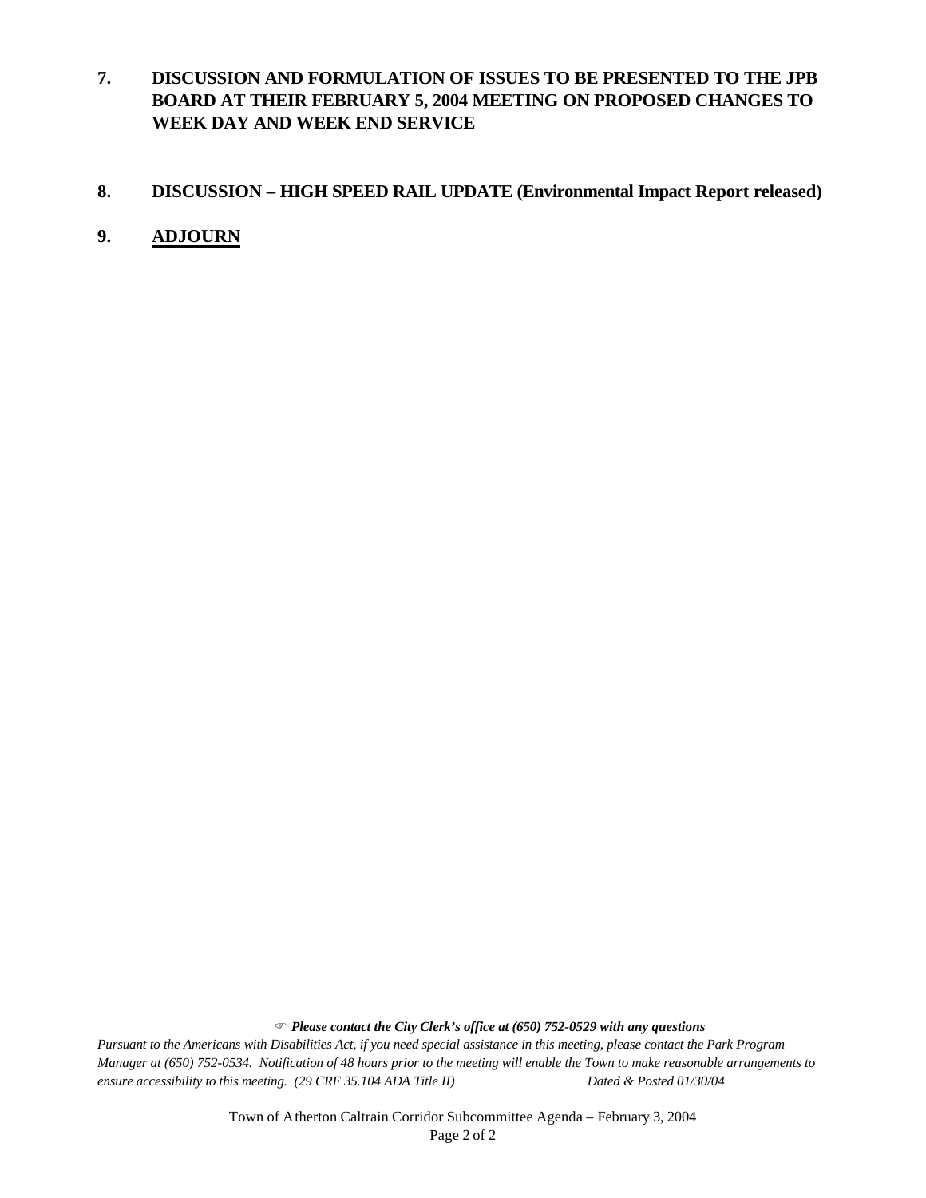**7. DISCUSSION AND FORMULATION OF ISSUES TO BE PRESENTED TO THE JPB BOARD AT THEIR FEBRUARY 5, 2004 MEETING ON PROPOSED CHANGES TO WEEK DAY AND WEEK END SERVICE**

**8. DISCUSSION – HIGH SPEED RAIL UPDATE (Environmental Impact Report released)**

**9. <u>ADJOURN</u>**

☞ ***Please contact the City Clerk's office at (650) 752-0529 with any questions***

*Pursuant to the Americans with Disabilities Act, if you need special assistance in this meeting, please contact the Park Program Manager at (650) 752-0534. Notification of 48 hours prior to the meeting will enable the Town to make reasonable arrangements to ensure accessibility to this meeting. (29 CRF 35.104 ADA Title II) Dated & Posted 01/30/04*